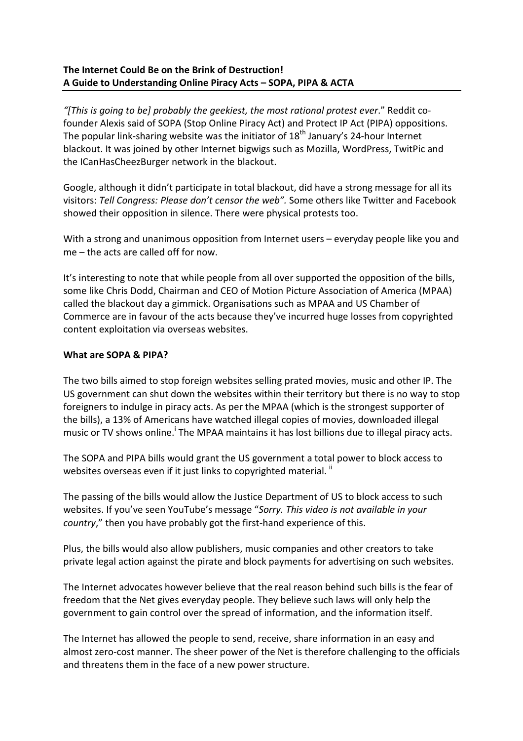**The Internet Could Be on the Brink of Destruction!**
**A Guide to Understanding Online Piracy Acts – SOPA, PIPA & ACTA**

*"[This is going to be] probably the geekiest, the most rational protest ever*." Reddit co-founder Alexis said of SOPA (Stop Online Piracy Act) and Protect IP Act (PIPA) oppositions. The popular link-sharing website was the initiator of 18th January's 24-hour Internet blackout. It was joined by other Internet bigwigs such as Mozilla, WordPress, TwitPic and the ICanHasCheezBurger network in the blackout.

Google, although it didn't participate in total blackout, did have a strong message for all its visitors: *Tell Congress: Please don't censor the web".* Some others like Twitter and Facebook showed their opposition in silence. There were physical protests too.

With a strong and unanimous opposition from Internet users – everyday people like you and me – the acts are called off for now.

It's interesting to note that while people from all over supported the opposition of the bills, some like Chris Dodd, Chairman and CEO of Motion Picture Association of America (MPAA) called the blackout day a gimmick. Organisations such as MPAA and US Chamber of Commerce are in favour of the acts because they've incurred huge losses from copyrighted content exploitation via overseas websites.

**What are SOPA & PIPA?**

The two bills aimed to stop foreign websites selling prated movies, music and other IP. The US government can shut down the websites within their territory but there is no way to stop foreigners to indulge in piracy acts. As per the MPAA (which is the strongest supporter of the bills), a 13% of Americans have watched illegal copies of movies, downloaded illegal music or TV shows online.[i] The MPAA maintains it has lost billions due to illegal piracy acts.

The SOPA and PIPA bills would grant the US government a total power to block access to websites overseas even if it just links to copyrighted material. [ii]

The passing of the bills would allow the Justice Department of US to block access to such websites. If you've seen YouTube's message "*Sorry. This video is not available in your country*," then you have probably got the first-hand experience of this.

Plus, the bills would also allow publishers, music companies and other creators to take private legal action against the pirate and block payments for advertising on such websites.

The Internet advocates however believe that the real reason behind such bills is the fear of freedom that the Net gives everyday people. They believe such laws will only help the government to gain control over the spread of information, and the information itself.

The Internet has allowed the people to send, receive, share information in an easy and almost zero-cost manner. The sheer power of the Net is therefore challenging to the officials and threatens them in the face of a new power structure.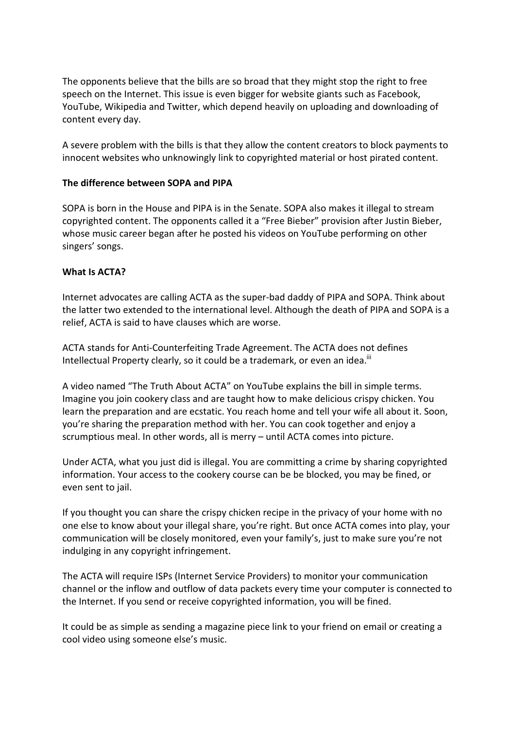The opponents believe that the bills are so broad that they might stop the right to free speech on the Internet. This issue is even bigger for website giants such as Facebook, YouTube, Wikipedia and Twitter, which depend heavily on uploading and downloading of content every day.

A severe problem with the bills is that they allow the content creators to block payments to innocent websites who unknowingly link to copyrighted material or host pirated content.

**The difference between SOPA and PIPA**

SOPA is born in the House and PIPA is in the Senate. SOPA also makes it illegal to stream copyrighted content. The opponents called it a "Free Bieber" provision after Justin Bieber, whose music career began after he posted his videos on YouTube performing on other singers' songs.

**What Is ACTA?**

Internet advocates are calling ACTA as the super-bad daddy of PIPA and SOPA. Think about the latter two extended to the international level. Although the death of PIPA and SOPA is a relief, ACTA is said to have clauses which are worse.

ACTA stands for Anti-Counterfeiting Trade Agreement. The ACTA does not defines Intellectual Property clearly, so it could be a trademark, or even an idea.[iii]

A video named "The Truth About ACTA" on YouTube explains the bill in simple terms. Imagine you join cookery class and are taught how to make delicious crispy chicken. You learn the preparation and are ecstatic. You reach home and tell your wife all about it. Soon, you're sharing the preparation method with her. You can cook together and enjoy a scrumptious meal. In other words, all is merry – until ACTA comes into picture.

Under ACTA, what you just did is illegal. You are committing a crime by sharing copyrighted information. Your access to the cookery course can be be blocked, you may be fined, or even sent to jail.

If you thought you can share the crispy chicken recipe in the privacy of your home with no one else to know about your illegal share, you're right. But once ACTA comes into play, your communication will be closely monitored, even your family's, just to make sure you're not indulging in any copyright infringement.

The ACTA will require ISPs (Internet Service Providers) to monitor your communication channel or the inflow and outflow of data packets every time your computer is connected to the Internet. If you send or receive copyrighted information, you will be fined.

It could be as simple as sending a magazine piece link to your friend on email or creating a cool video using someone else's music.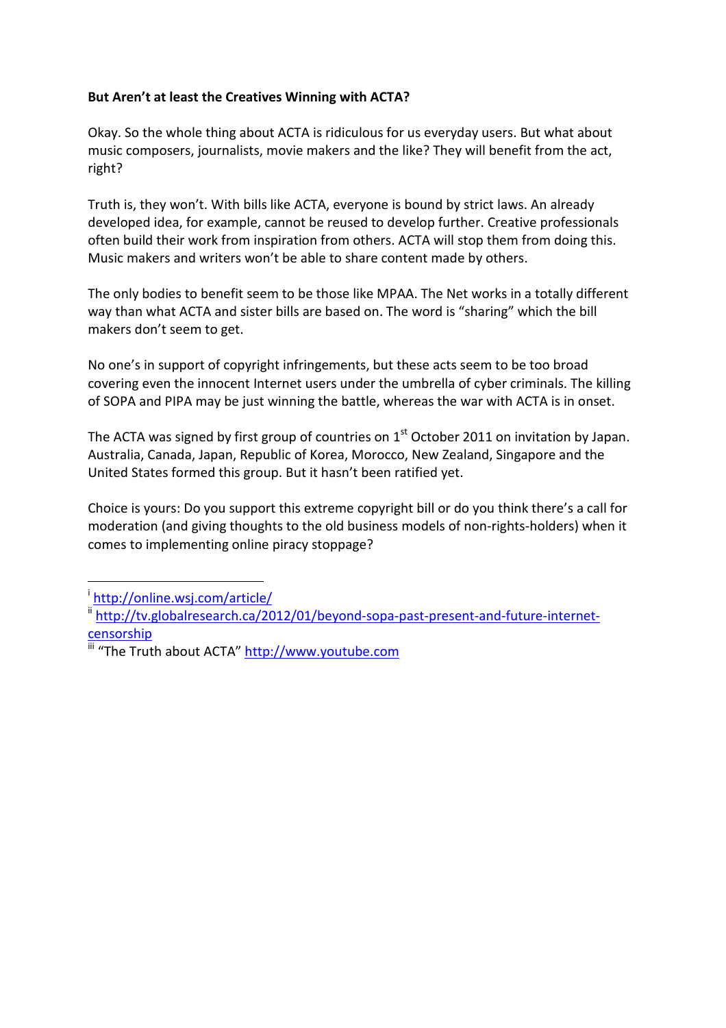**But Aren't at least the Creatives Winning with ACTA?**

Okay. So the whole thing about ACTA is ridiculous for us everyday users. But what about music composers, journalists, movie makers and the like? They will benefit from the act, right?

Truth is, they won't. With bills like ACTA, everyone is bound by strict laws. An already developed idea, for example, cannot be reused to develop further. Creative professionals often build their work from inspiration from others. ACTA will stop them from doing this. Music makers and writers won't be able to share content made by others.

The only bodies to benefit seem to be those like MPAA. The Net works in a totally different way than what ACTA and sister bills are based on. The word is "sharing" which the bill makers don't seem to get.

No one's in support of copyright infringements, but these acts seem to be too broad covering even the innocent Internet users under the umbrella of cyber criminals. The killing of SOPA and PIPA may be just winning the battle, whereas the war with ACTA is in onset.

The ACTA was signed by first group of countries on 1st October 2011 on invitation by Japan. Australia, Canada, Japan, Republic of Korea, Morocco, New Zealand, Singapore and the United States formed this group. But it hasn't been ratified yet.

Choice is yours: Do you support this extreme copyright bill or do you think there's a call for moderation (and giving thoughts to the old business models of non-rights-holders) when it comes to implementing online piracy stoppage?

---

[i] http://online.wsj.com/article/

[ii] http://tv.globalresearch.ca/2012/01/beyond-sopa-past-present-and-future-internet-censorship

[iii] "The Truth about ACTA" http://www.youtube.com